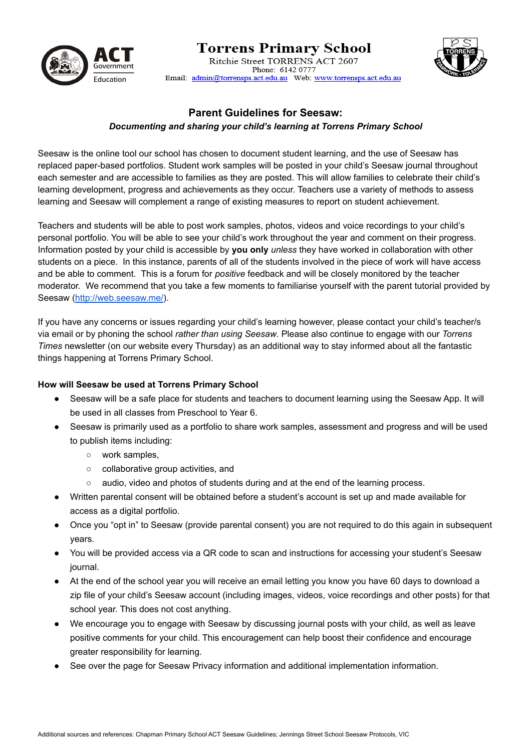# Torrens Primary School

Ritchie Street TORRENS ACT 2607
Phone: 6142 0777
Email: admin@torrensps.act.edu.au Web: www.torrensps.act.edu.au

## Parent Guidelines for Seesaw:

***Documenting and sharing your child's learning at Torrens Primary School***

Seesaw is the online tool our school has chosen to document student learning, and the use of Seesaw has replaced paper-based portfolios. Student work samples will be posted in your child's Seesaw journal throughout each semester and are accessible to families as they are posted. This will allow families to celebrate their child's learning development, progress and achievements as they occur. Teachers use a variety of methods to assess learning and Seesaw will complement a range of existing measures to report on student achievement.

Teachers and students will be able to post work samples, photos, videos and voice recordings to your child's personal portfolio. You will be able to see your child's work throughout the year and comment on their progress. Information posted by your child is accessible by **you only** *unless* they have worked in collaboration with other students on a piece. In this instance, parents of all of the students involved in the piece of work will have access and be able to comment. This is a forum for *positive* feedback and will be closely monitored by the teacher moderator. We recommend that you take a few moments to familiarise yourself with the parent tutorial provided by Seesaw (http://web.seesaw.me/).

If you have any concerns or issues regarding your child's learning however, please contact your child's teacher/s via email or by phoning the school *rather than using Seesaw*. Please also continue to engage with our *Torrens Times* newsletter (on our website every Thursday) as an additional way to stay informed about all the fantastic things happening at Torrens Primary School.

### How will Seesaw be used at Torrens Primary School

- Seesaw will be a safe place for students and teachers to document learning using the Seesaw App. It will be used in all classes from Preschool to Year 6.
- Seesaw is primarily used as a portfolio to share work samples, assessment and progress and will be used to publish items including:
  - work samples,
  - collaborative group activities, and
  - audio, video and photos of students during and at the end of the learning process.
- Written parental consent will be obtained before a student's account is set up and made available for access as a digital portfolio.
- Once you "opt in" to Seesaw (provide parental consent) you are not required to do this again in subsequent years.
- You will be provided access via a QR code to scan and instructions for accessing your student's Seesaw journal.
- At the end of the school year you will receive an email letting you know you have 60 days to download a zip file of your child's Seesaw account (including images, videos, voice recordings and other posts) for that school year. This does not cost anything.
- We encourage you to engage with Seesaw by discussing journal posts with your child, as well as leave positive comments for your child. This encouragement can help boost their confidence and encourage greater responsibility for learning.
- See over the page for Seesaw Privacy information and additional implementation information.

Additional sources and references: Chapman Primary School ACT Seesaw Guidelines; Jennings Street School Seesaw Protocols, VIC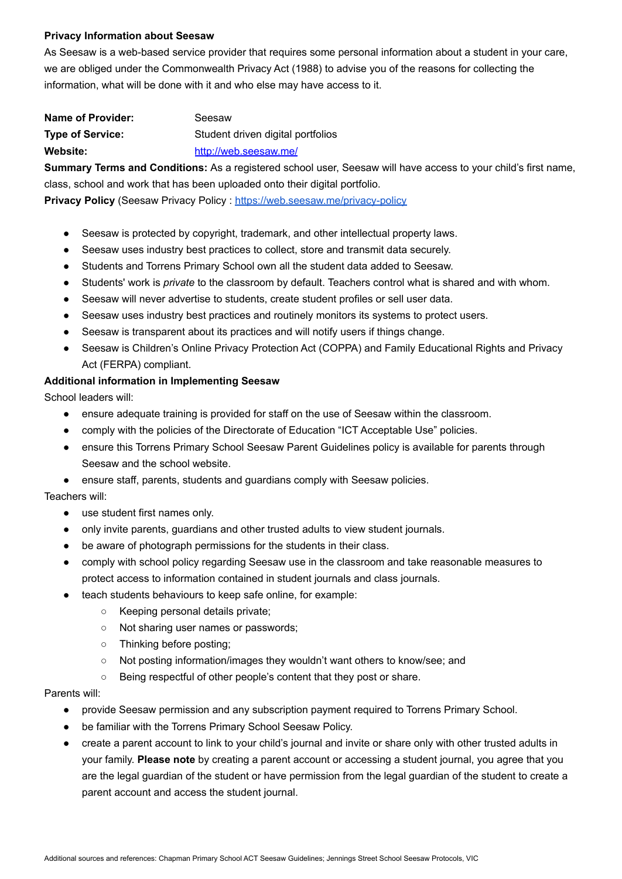**Privacy Information about Seesaw**

As Seesaw is a web-based service provider that requires some personal information about a student in your care, we are obliged under the Commonwealth Privacy Act (1988) to advise you of the reasons for collecting the information, what will be done with it and who else may have access to it.

| | |
|---|---|
| **Name of Provider:** | Seesaw |
| **Type of Service:** | Student driven digital portfolios |
| **Website:** | [http://web.seesaw.me/](http://web.seesaw.me/) |

**Summary Terms and Conditions:** As a registered school user, Seesaw will have access to your child's first name, class, school and work that has been uploaded onto their digital portfolio.

**Privacy Policy** (Seesaw Privacy Policy : [https://web.seesaw.me/privacy-policy](https://web.seesaw.me/privacy-policy)

- Seesaw is protected by copyright, trademark, and other intellectual property laws.
- Seesaw uses industry best practices to collect, store and transmit data securely.
- Students and Torrens Primary School own all the student data added to Seesaw.
- Students' work is *private* to the classroom by default. Teachers control what is shared and with whom.
- Seesaw will never advertise to students, create student profiles or sell user data.
- Seesaw uses industry best practices and routinely monitors its systems to protect users.
- Seesaw is transparent about its practices and will notify users if things change.
- Seesaw is Children's Online Privacy Protection Act (COPPA) and Family Educational Rights and Privacy Act (FERPA) compliant.

**Additional information in Implementing Seesaw**

School leaders will:

- ensure adequate training is provided for staff on the use of Seesaw within the classroom.
- comply with the policies of the Directorate of Education "ICT Acceptable Use" policies.
- ensure this Torrens Primary School Seesaw Parent Guidelines policy is available for parents through Seesaw and the school website.
- ensure staff, parents, students and guardians comply with Seesaw policies.

Teachers will:

- use student first names only.
- only invite parents, guardians and other trusted adults to view student journals.
- be aware of photograph permissions for the students in their class.
- comply with school policy regarding Seesaw use in the classroom and take reasonable measures to protect access to information contained in student journals and class journals.
- teach students behaviours to keep safe online, for example:
  - Keeping personal details private;
  - Not sharing user names or passwords;
  - Thinking before posting;
  - Not posting information/images they wouldn't want others to know/see; and
  - Being respectful of other people's content that they post or share.

Parents will:

- provide Seesaw permission and any subscription payment required to Torrens Primary School.
- be familiar with the Torrens Primary School Seesaw Policy.
- create a parent account to link to your child's journal and invite or share only with other trusted adults in your family. **Please note** by creating a parent account or accessing a student journal, you agree that you are the legal guardian of the student or have permission from the legal guardian of the student to create a parent account and access the student journal.

Additional sources and references: Chapman Primary School ACT Seesaw Guidelines; Jennings Street School Seesaw Protocols, VIC